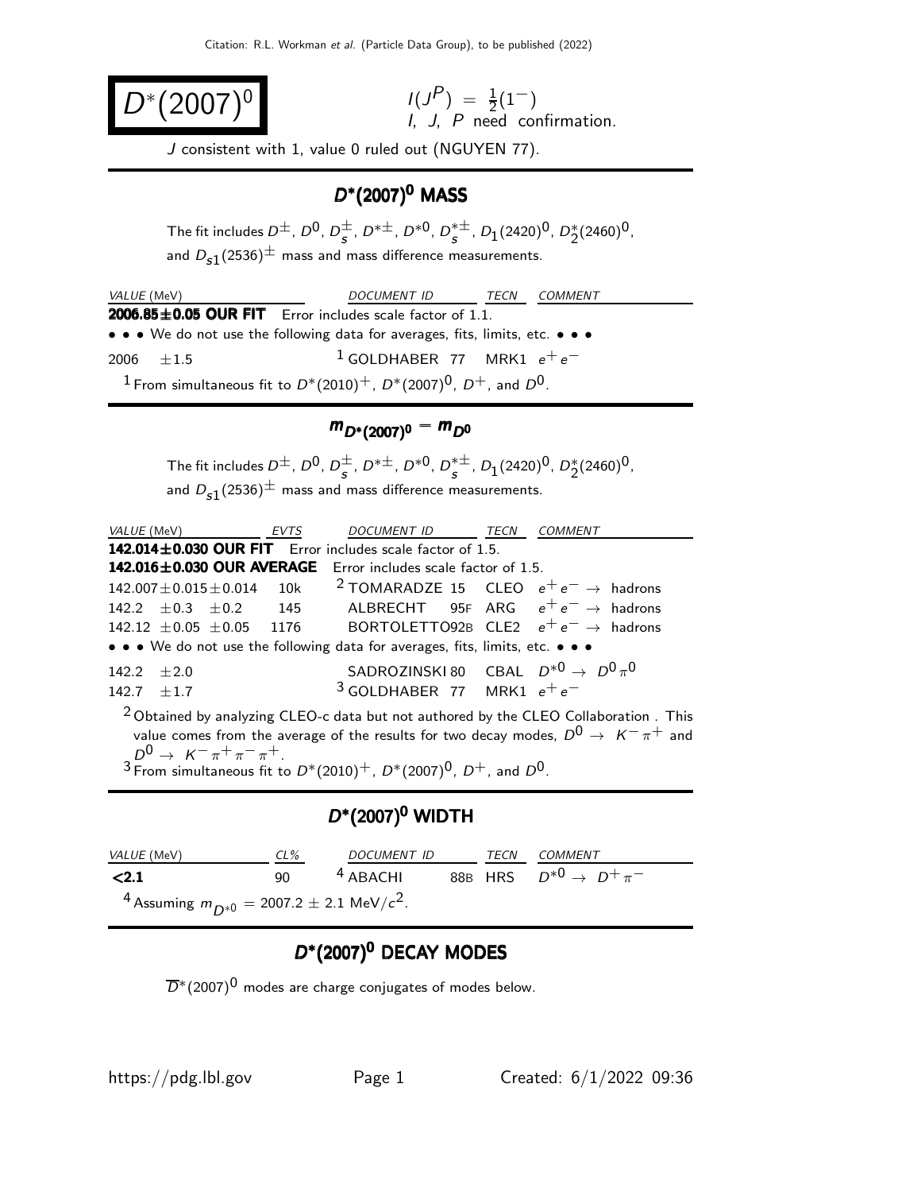Citation: R.L. Workman et al. (Particle Data Group), to be published (2022)

# $D^*(2007)^0$

$I(J^P) = \frac{1}{2}(1^-)$
I, J, P need confirmation.

J consistent with 1, value 0 ruled out (NGUYEN 77).

## $D^*(2007)^0$ MASS

The fit includes $D^\pm$, $D^0$, $D_s^\pm$, $D^{*\pm}$, $D^{*0}$, $D_s^{*\pm}$, $D_1(2420)^0$, $D_2^*(2460)^0$, and $D_{s1}(2536)^\pm$ mass and mass difference measurements.

| VALUE (MeV) | DOCUMENT ID | TECN | COMMENT |
|---|---|---|---|
| **2006.85±0.05 OUR FIT** Error includes scale factor of 1.1. | | | |
| • • • We do not use the following data for averages, fits, limits, etc. • • • | | | |
| 2006 ±1.5 | [1] GOLDHABER 77 | MRK1 | $e^+e^-$ |

[1] From simultaneous fit to $D^*(2010)^+$, $D^*(2007)^0$, $D^+$, and $D^0$.

## $m_{D^*(2007)^0} - m_{D^0}$

The fit includes $D^\pm$, $D^0$, $D_s^\pm$, $D^{*\pm}$, $D^{*0}$, $D_s^{*\pm}$, $D_1(2420)^0$, $D_2^*(2460)^0$, and $D_{s1}(2536)^\pm$ mass and mass difference measurements.

| VALUE (MeV) | EVTS | DOCUMENT ID | TECN | COMMENT |
|---|---|---|---|---|
| **142.014±0.030 OUR FIT** Error includes scale factor of 1.5. | | | | |
| **142.016±0.030 OUR AVERAGE** Error includes scale factor of 1.5. | | | | |
| 142.007±0.015±0.014 | 10k | [2] TOMARADZE 15 | CLEO | $e^+e^- \rightarrow$ hadrons |
| 142.2 ±0.3 ±0.2 | 145 | ALBRECHT 95F | ARG | $e^+e^- \rightarrow$ hadrons |
| 142.12 ±0.05 ±0.05 | 1176 | BORTOLETTO92B | CLE2 | $e^+e^- \rightarrow$ hadrons |
| • • • We do not use the following data for averages, fits, limits, etc. • • • | | | | |
| 142.2 ±2.0 | | SADROZINSKI 80 | CBAL | $D^{*0} \rightarrow D^0\pi^0$ |
| 142.7 ±1.7 | | [3] GOLDHABER 77 | MRK1 | $e^+e^-$ |

[2] Obtained by analyzing CLEO-c data but not authored by the CLEO Collaboration . This value comes from the average of the results for two decay modes, $D^0 \rightarrow K^-\pi^+$ and $D^0 \rightarrow K^-\pi^+\pi^-\pi^+$.

[3] From simultaneous fit to $D^*(2010)^+$, $D^*(2007)^0$, $D^+$, and $D^0$.

## $D^*(2007)^0$ WIDTH

| VALUE (MeV) | CL% | DOCUMENT ID | TECN | COMMENT |
|---|---|---|---|---|
| **<2.1** | 90 | [4] ABACHI 88B | HRS | $D^{*0} \rightarrow D^+\pi^-$ |

[4] Assuming $m_{D^{*0}} = 2007.2 \pm 2.1$ MeV/$c^2$.

## $D^*(2007)^0$ DECAY MODES

$\overline{D}^*(2007)^0$ modes are charge conjugates of modes below.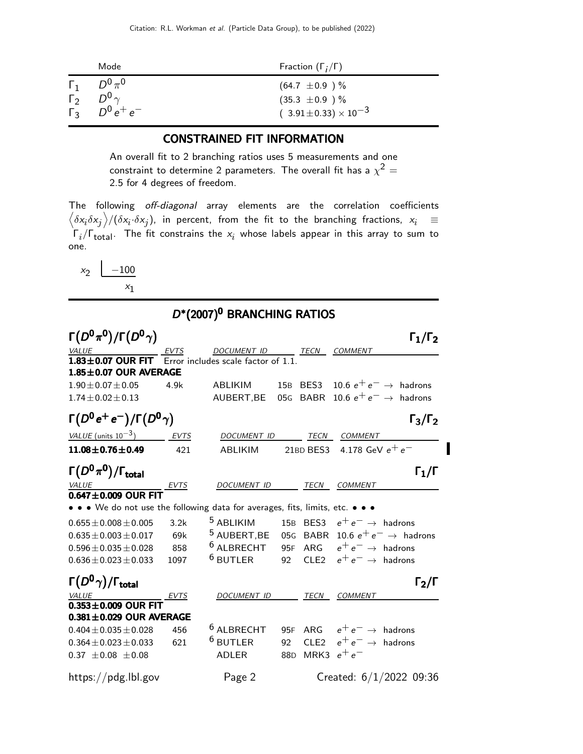| | Mode | Fraction ($\Gamma_i/\Gamma$) |
|---|---|---|
| $\Gamma_1$ | $D^0\pi^0$ | $(64.7 \pm 0.9)$ % |
| $\Gamma_2$ | $D^0\gamma$ | $(35.3 \pm 0.9)$ % |
| $\Gamma_3$ | $D^0 e^+ e^-$ | $(3.91 \pm 0.33) \times 10^{-3}$ |

## CONSTRAINED FIT INFORMATION

An overall fit to 2 branching ratios uses 5 measurements and one constraint to determine 2 parameters. The overall fit has a $\chi^2 = 2.5$ for 4 degrees of freedom.

The following *off-diagonal* array elements are the correlation coefficients $\langle \delta x_i \delta x_j \rangle / (\delta x_i \cdot \delta x_j)$, in percent, from the fit to the branching fractions, $x_i \equiv \Gamma_i/\Gamma_{\text{total}}$. The fit constrains the $x_i$ whose labels appear in this array to sum to one.

| | |
|---|---|
| $x_2$ | $-100$ |
| | $x_1$ |

## $D^*(2007)^0$ BRANCHING RATIOS

### $\Gamma(D^0\pi^0)/\Gamma(D^0\gamma)$ — $\Gamma_1/\Gamma_2$

| VALUE | EVTS | DOCUMENT ID | | TECN | COMMENT |
|---|---|---|---|---|---|
| **1.83±0.07 OUR FIT** Error includes scale factor of 1.1. | | | | | |
| **1.85±0.07 OUR AVERAGE** | | | | | |
| $1.90 \pm 0.07 \pm 0.05$ | 4.9k | ABLIKIM | 15B | BES3 | 10.6 $e^+e^- \to$ hadrons |
| $1.74 \pm 0.02 \pm 0.13$ | | AUBERT,BE | 05G | BABR | 10.6 $e^+e^- \to$ hadrons |

### $\Gamma(D^0 e^+ e^-)/\Gamma(D^0\gamma)$ — $\Gamma_3/\Gamma_2$

| VALUE (units $10^{-3}$) | EVTS | DOCUMENT ID | | TECN | COMMENT |
|---|---|---|---|---|---|
| **11.08±0.76±0.49** | 421 | ABLIKIM | 21BD | BES3 | 4.178 GeV $e^+e^-$ |

### $\Gamma(D^0\pi^0)/\Gamma_{\text{total}}$ — $\Gamma_1/\Gamma$

| VALUE | EVTS | DOCUMENT ID | | TECN | COMMENT |
|---|---|---|---|---|---|
| **0.647±0.009 OUR FIT** | | | | | |
| • • • We do not use the following data for averages, fits, limits, etc. • • • | | | | | |
| $0.655 \pm 0.008 \pm 0.005$ | 3.2k | [5] ABLIKIM | 15B | BES3 | $e^+e^- \to$ hadrons |
| $0.635 \pm 0.003 \pm 0.017$ | 69k | [5] AUBERT,BE | 05G | BABR | 10.6 $e^+e^- \to$ hadrons |
| $0.596 \pm 0.035 \pm 0.028$ | 858 | [6] ALBRECHT | 95F | ARG | $e^+e^- \to$ hadrons |
| $0.636 \pm 0.023 \pm 0.033$ | 1097 | [6] BUTLER | 92 | CLE2 | $e^+e^- \to$ hadrons |

### $\Gamma(D^0\gamma)/\Gamma_{\text{total}}$ — $\Gamma_2/\Gamma$

| VALUE | EVTS | DOCUMENT ID | | TECN | COMMENT |
|---|---|---|---|---|---|
| **0.353±0.009 OUR FIT** | | | | | |
| **0.381±0.029 OUR AVERAGE** | | | | | |
| $0.404 \pm 0.035 \pm 0.028$ | 456 | [6] ALBRECHT | 95F | ARG | $e^+e^- \to$ hadrons |
| $0.364 \pm 0.023 \pm 0.033$ | 621 | [6] BUTLER | 92 | CLE2 | $e^+e^- \to$ hadrons |
| $0.37 \pm 0.08 \pm 0.08$ | | ADLER | 88D | MRK3 | $e^+e^-$ |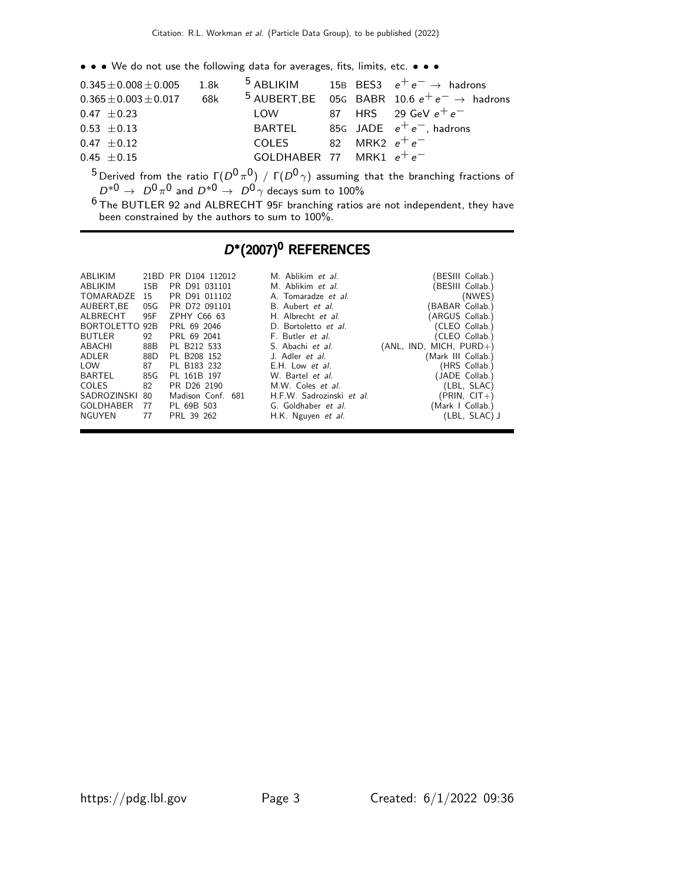• • • We do not use the following data for averages, fits, limits, etc. • • •

| | | | | | |
|---|---|---|---|---|---|
| $0.345 \pm 0.008 \pm 0.005$ | 1.8k | [5] ABLIKIM | 15B | BES3 | $e^+e^- \rightarrow$ hadrons |
| $0.365 \pm 0.003 \pm 0.017$ | 68k | [5] AUBERT,BE | 05G | BABR | 10.6 $e^+e^- \rightarrow$ hadrons |
| $0.47 \pm 0.23$ | | LOW | 87 | HRS | 29 GeV $e^+e^-$ |
| $0.53 \pm 0.13$ | | BARTEL | 85G | JADE | $e^+e^-$, hadrons |
| $0.47 \pm 0.12$ | | COLES | 82 | MRK2 | $e^+e^-$ |
| $0.45 \pm 0.15$ | | GOLDHABER | 77 | MRK1 | $e^+e^-$ |

[5] Derived from the ratio $\Gamma(D^0\pi^0)$ / $\Gamma(D^0\gamma)$ assuming that the branching fractions of $D^{*0} \rightarrow D^0\pi^0$ and $D^{*0} \rightarrow D^0\gamma$ decays sum to 100%

[6] The BUTLER 92 and ALBRECHT 95F branching ratios are not independent, they have been constrained by the authors to sum to 100%.

## $D^*(2007)^0$ REFERENCES

| | | | | |
|---|---|---|---|---|
| ABLIKIM | 21BD | PR D104 112012 | M. Ablikim *et al.* | (BESIII Collab.) |
| ABLIKIM | 15B | PR D91 031101 | M. Ablikim *et al.* | (BESIII Collab.) |
| TOMARADZE | 15 | PR D91 011102 | A. Tomaradze *et al.* | (NWES) |
| AUBERT,BE | 05G | PR D72 091101 | B. Aubert *et al.* | (BABAR Collab.) |
| ALBRECHT | 95F | ZPHY C66 63 | H. Albrecht *et al.* | (ARGUS Collab.) |
| BORTOLETTO | 92B | PRL 69 2046 | D. Bortoletto *et al.* | (CLEO Collab.) |
| BUTLER | 92 | PRL 69 2041 | F. Butler *et al.* | (CLEO Collab.) |
| ABACHI | 88B | PL B212 533 | S. Abachi *et al.* | (ANL, IND, MICH, PURD+) |
| ADLER | 88D | PL B208 152 | J. Adler *et al.* | (Mark III Collab.) |
| LOW | 87 | PL B183 232 | E.H. Low *et al.* | (HRS Collab.) |
| BARTEL | 85G | PL 161B 197 | W. Bartel *et al.* | (JADE Collab.) |
| COLES | 82 | PR D26 2190 | M.W. Coles *et al.* | (LBL, SLAC) |
| SADROZINSKI | 80 | Madison Conf. 681 | H.F.W. Sadrozinski *et al.* | (PRIN, CIT+) |
| GOLDHABER | 77 | PL 69B 503 | G. Goldhaber *et al.* | (Mark I Collab.) |
| NGUYEN | 77 | PRL 39 262 | H.K. Nguyen *et al.* | (LBL, SLAC) J |